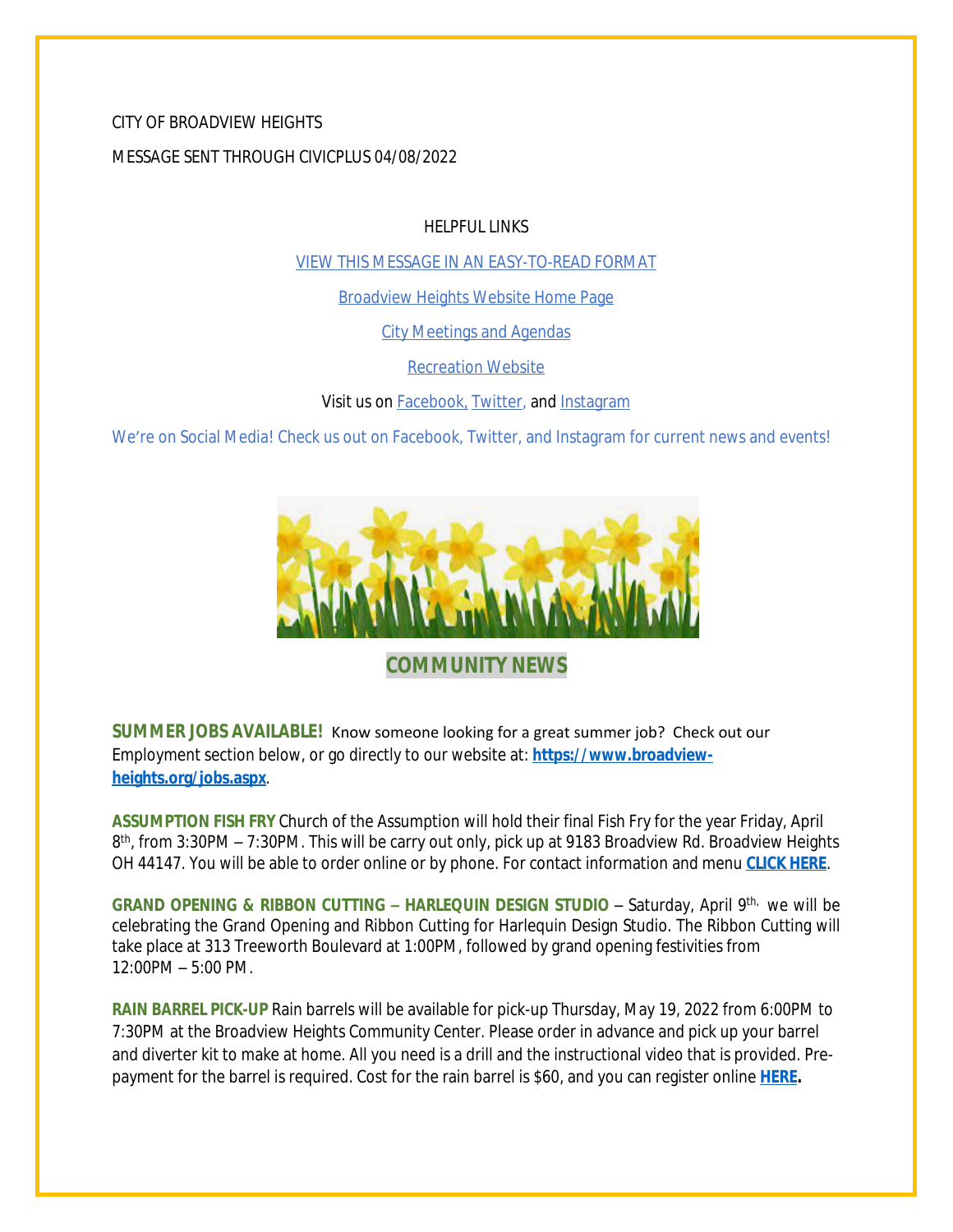CITY OF BROADVIEW HEIGHTS

MESSAGE SENT THROUGH CIVICPLUS 04/08/2022

HELPFUL LINKS

VIEW THIS MESSAGE IN AN EASY-TO-READ FORMAT

Broadview Heights Website Home Page

City Meetings and Agendas

Recreation Website

Visit us on Facebook, Twitter, and Instagram

We're on Social Media! Check us out on Facebook, Twitter, and Instagram for current news and events!

## COMMUNITY NEWS

**SUMMER JOBS AVAILABLE!** Know someone looking for a great summer job? Check out our Employment section below, or go directly to our website at: **https://www.broadview-heights.org/jobs.aspx**.

**ASSUMPTION FISH FRY** Church of the Assumption will hold their final Fish Fry for the year Friday, April 8th, from 3:30PM – 7:30PM. This will be carry out only, pick up at 9183 Broadview Rd. Broadview Heights OH 44147. You will be able to order online or by phone. For contact information and menu **CLICK HERE**.

**GRAND OPENING & RIBBON CUTTING – HARLEQUIN DESIGN STUDIO** – Saturday, April 9th, we will be celebrating the Grand Opening and Ribbon Cutting for Harlequin Design Studio. The Ribbon Cutting will take place at 313 Treeworth Boulevard at 1:00PM, followed by grand opening festivities from 12:00PM – 5:00 PM.

**RAIN BARREL PICK-UP** Rain barrels will be available for pick-up Thursday, May 19, 2022 from 6:00PM to 7:30PM at the Broadview Heights Community Center. Please order in advance and pick up your barrel and diverter kit to make at home. All you need is a drill and the instructional video that is provided. Pre-payment for the barrel is required. Cost for the rain barrel is $60, and you can register online **HERE.**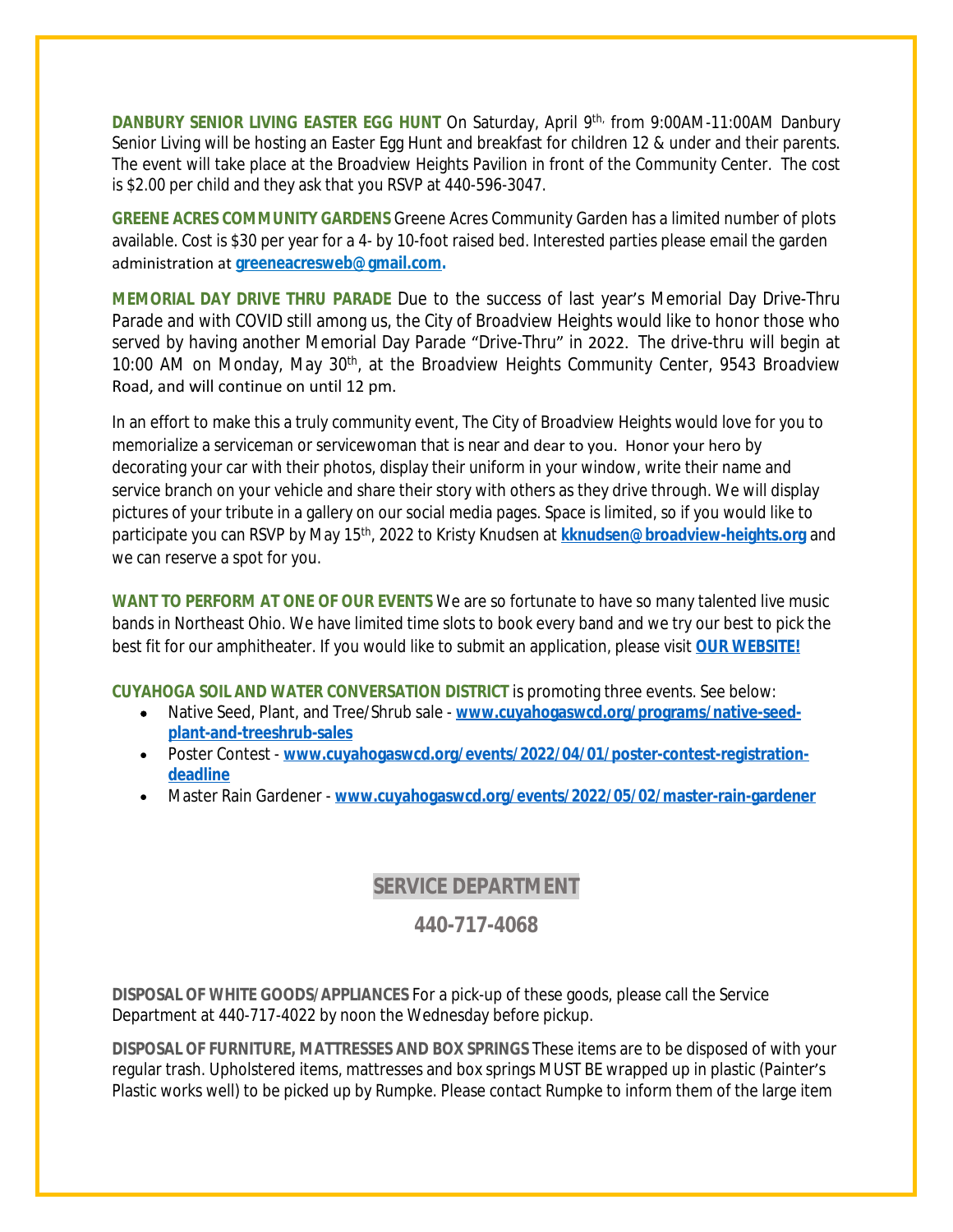**DANBURY SENIOR LIVING EASTER EGG HUNT** On Saturday, April 9th, from 9:00AM-11:00AM Danbury Senior Living will be hosting an Easter Egg Hunt and breakfast for children 12 & under and their parents. The event will take place at the Broadview Heights Pavilion in front of the Community Center. The cost is $2.00 per child and they ask that you RSVP at 440-596-3047.

**GREENE ACRES COMMUNITY GARDENS** Greene Acres Community Garden has a limited number of plots available. Cost is $30 per year for a 4- by 10-foot raised bed. Interested parties please email the garden administration at **greeneacresweb@gmail.com.**

**MEMORIAL DAY DRIVE THRU PARADE** Due to the success of last year's Memorial Day Drive-Thru Parade and with COVID still among us, the City of Broadview Heights would like to honor those who served by having another Memorial Day Parade "Drive-Thru" in 2022. The drive-thru will begin at 10:00 AM on Monday, May 30th, at the Broadview Heights Community Center, 9543 Broadview Road, and will continue on until 12 pm.

In an effort to make this a truly community event, The City of Broadview Heights would love for you to memorialize a serviceman or servicewoman that is near and dear to you. Honor your hero by decorating your car with their photos, display their uniform in your window, write their name and service branch on your vehicle and share their story with others as they drive through. We will display pictures of your tribute in a gallery on our social media pages. Space is limited, so if you would like to participate you can RSVP by May 15th, 2022 to Kristy Knudsen at **kknudsen@broadview-heights.org** and we can reserve a spot for you.

**WANT TO PERFORM AT ONE OF OUR EVENTS** We are so fortunate to have so many talented live music bands in Northeast Ohio. We have limited time slots to book every band and we try our best to pick the best fit for our amphitheater. If you would like to submit an application, please visit **OUR WEBSITE!**

**CUYAHOGA SOIL AND WATER CONVERSATION DISTRICT** is promoting three events. See below:

- Native Seed, Plant, and Tree/Shrub sale - **www.cuyahogaswcd.org/programs/native-seed-plant-and-treeshrub-sales**
- Poster Contest - **www.cuyahogaswcd.org/events/2022/04/01/poster-contest-registration-deadline**
- Master Rain Gardener - **www.cuyahogaswcd.org/events/2022/05/02/master-rain-gardener**

## SERVICE DEPARTMENT

## 440-717-4068

**DISPOSAL OF WHITE GOODS/APPLIANCES** For a pick-up of these goods, please call the Service Department at 440-717-4022 by noon the Wednesday before pickup.

**DISPOSAL OF FURNITURE, MATTRESSES AND BOX SPRINGS** These items are to be disposed of with your regular trash. Upholstered items, mattresses and box springs MUST BE wrapped up in plastic (Painter's Plastic works well) to be picked up by Rumpke. Please contact Rumpke to inform them of the large item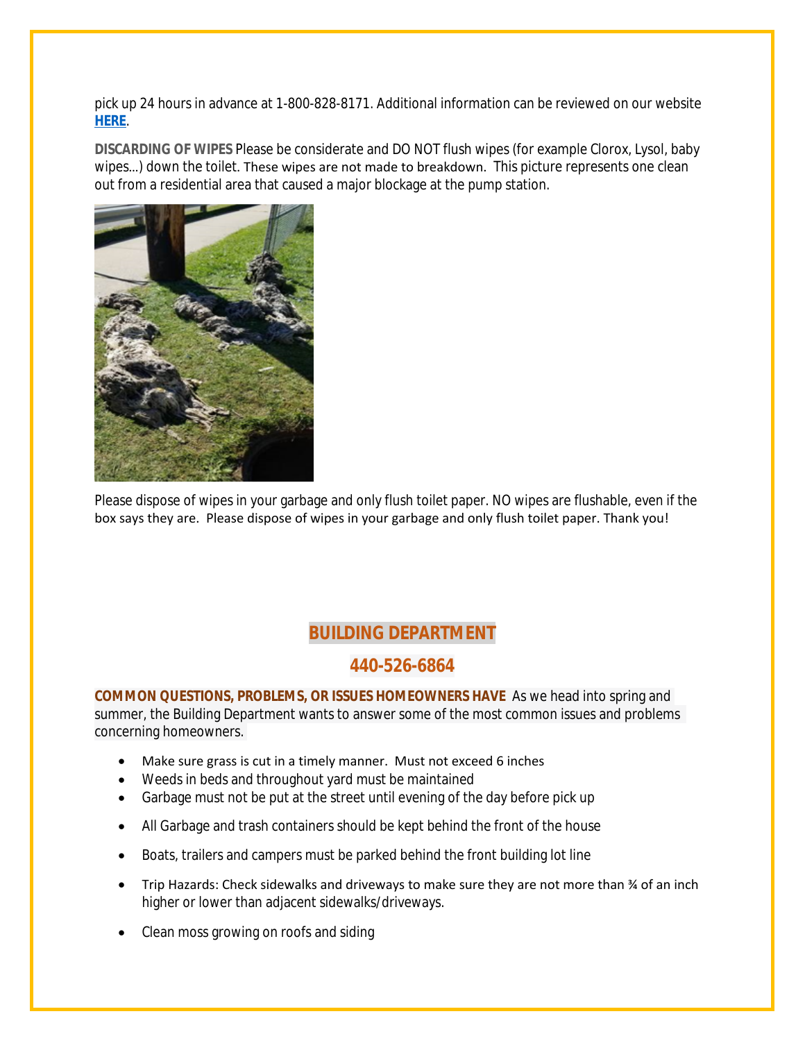pick up 24 hours in advance at 1-800-828-8171. Additional information can be reviewed on our website **HERE**.

**DISCARDING OF WIPES** Please be considerate and DO NOT flush wipes (for example Clorox, Lysol, baby wipes…) down the toilet. These wipes are not made to breakdown. This picture represents one clean out from a residential area that caused a major blockage at the pump station.

Please dispose of wipes in your garbage and only flush toilet paper. NO wipes are flushable, even if the box says they are. Please dispose of wipes in your garbage and only flush toilet paper. Thank you!

## BUILDING DEPARTMENT

## 440-526-6864

**COMMON QUESTIONS, PROBLEMS, OR ISSUES HOMEOWNERS HAVE** As we head into spring and summer, the Building Department wants to answer some of the most common issues and problems concerning homeowners.

- Make sure grass is cut in a timely manner. Must not exceed 6 inches
- Weeds in beds and throughout yard must be maintained
- Garbage must not be put at the street until evening of the day before pick up
- All Garbage and trash containers should be kept behind the front of the house
- Boats, trailers and campers must be parked behind the front building lot line
- Trip Hazards: Check sidewalks and driveways to make sure they are not more than ¾ of an inch higher or lower than adjacent sidewalks/driveways.
- Clean moss growing on roofs and siding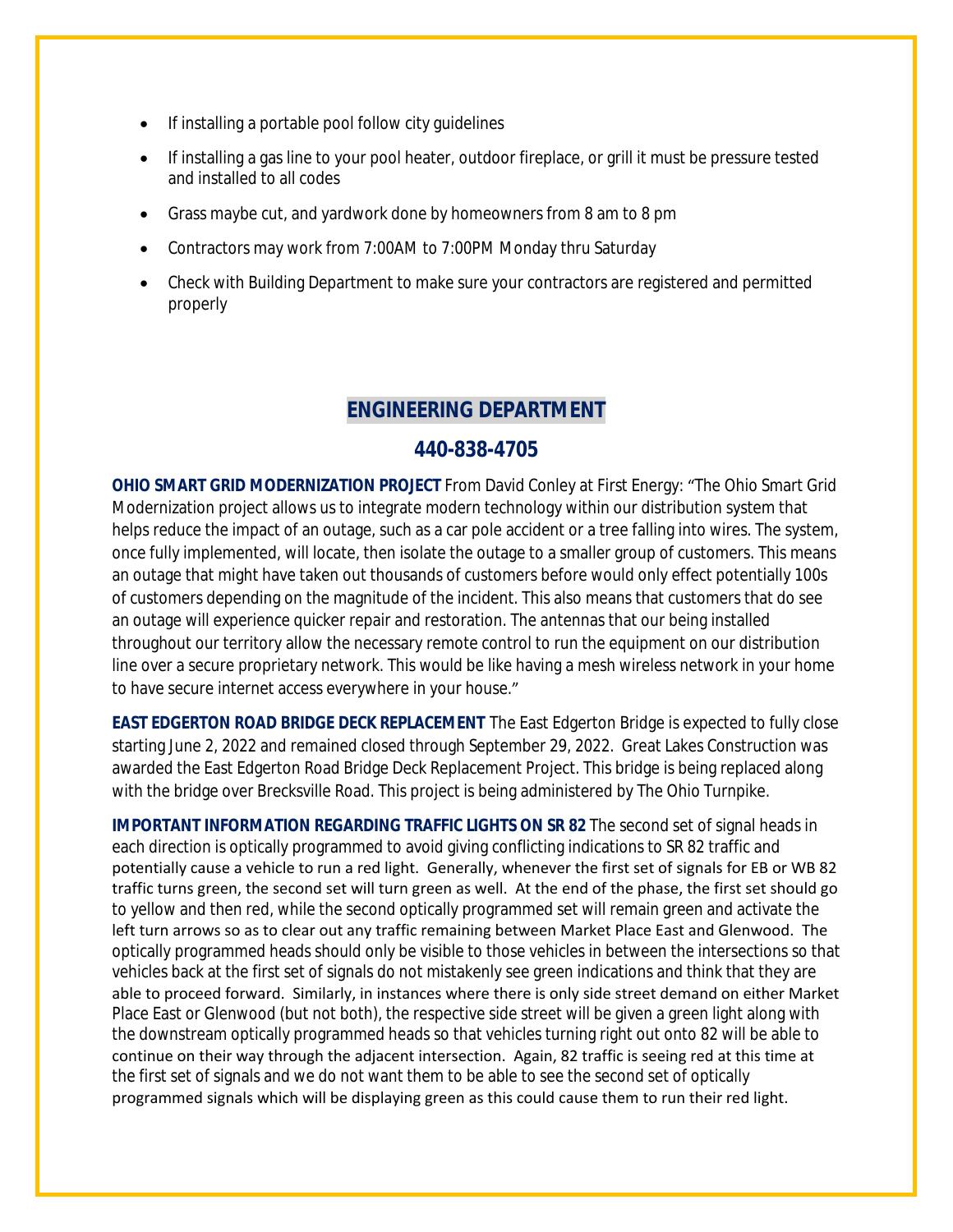- If installing a portable pool follow city guidelines
- If installing a gas line to your pool heater, outdoor fireplace, or grill it must be pressure tested and installed to all codes
- Grass maybe cut, and yardwork done by homeowners from 8 am to 8 pm
- Contractors may work from 7:00AM to 7:00PM Monday thru Saturday
- Check with Building Department to make sure your contractors are registered and permitted properly

## ENGINEERING DEPARTMENT

## 440-838-4705

**OHIO SMART GRID MODERNIZATION PROJECT** From David Conley at First Energy: "The Ohio Smart Grid Modernization project allows us to integrate modern technology within our distribution system that helps reduce the impact of an outage, such as a car pole accident or a tree falling into wires. The system, once fully implemented, will locate, then isolate the outage to a smaller group of customers. This means an outage that might have taken out thousands of customers before would only effect potentially 100s of customers depending on the magnitude of the incident. This also means that customers that do see an outage will experience quicker repair and restoration. The antennas that our being installed throughout our territory allow the necessary remote control to run the equipment on our distribution line over a secure proprietary network. This would be like having a mesh wireless network in your home to have secure internet access everywhere in your house."

**EAST EDGERTON ROAD BRIDGE DECK REPLACEMENT** The East Edgerton Bridge is expected to fully close starting June 2, 2022 and remained closed through September 29, 2022. Great Lakes Construction was awarded the East Edgerton Road Bridge Deck Replacement Project. This bridge is being replaced along with the bridge over Brecksville Road. This project is being administered by The Ohio Turnpike.

**IMPORTANT INFORMATION REGARDING TRAFFIC LIGHTS ON SR 82** The second set of signal heads in each direction is optically programmed to avoid giving conflicting indications to SR 82 traffic and potentially cause a vehicle to run a red light. Generally, whenever the first set of signals for EB or WB 82 traffic turns green, the second set will turn green as well. At the end of the phase, the first set should go to yellow and then red, while the second optically programmed set will remain green and activate the left turn arrows so as to clear out any traffic remaining between Market Place East and Glenwood. The optically programmed heads should only be visible to those vehicles in between the intersections so that vehicles back at the first set of signals do not mistakenly see green indications and think that they are able to proceed forward. Similarly, in instances where there is only side street demand on either Market Place East or Glenwood (but not both), the respective side street will be given a green light along with the downstream optically programmed heads so that vehicles turning right out onto 82 will be able to continue on their way through the adjacent intersection. Again, 82 traffic is seeing red at this time at the first set of signals and we do not want them to be able to see the second set of optically programmed signals which will be displaying green as this could cause them to run their red light.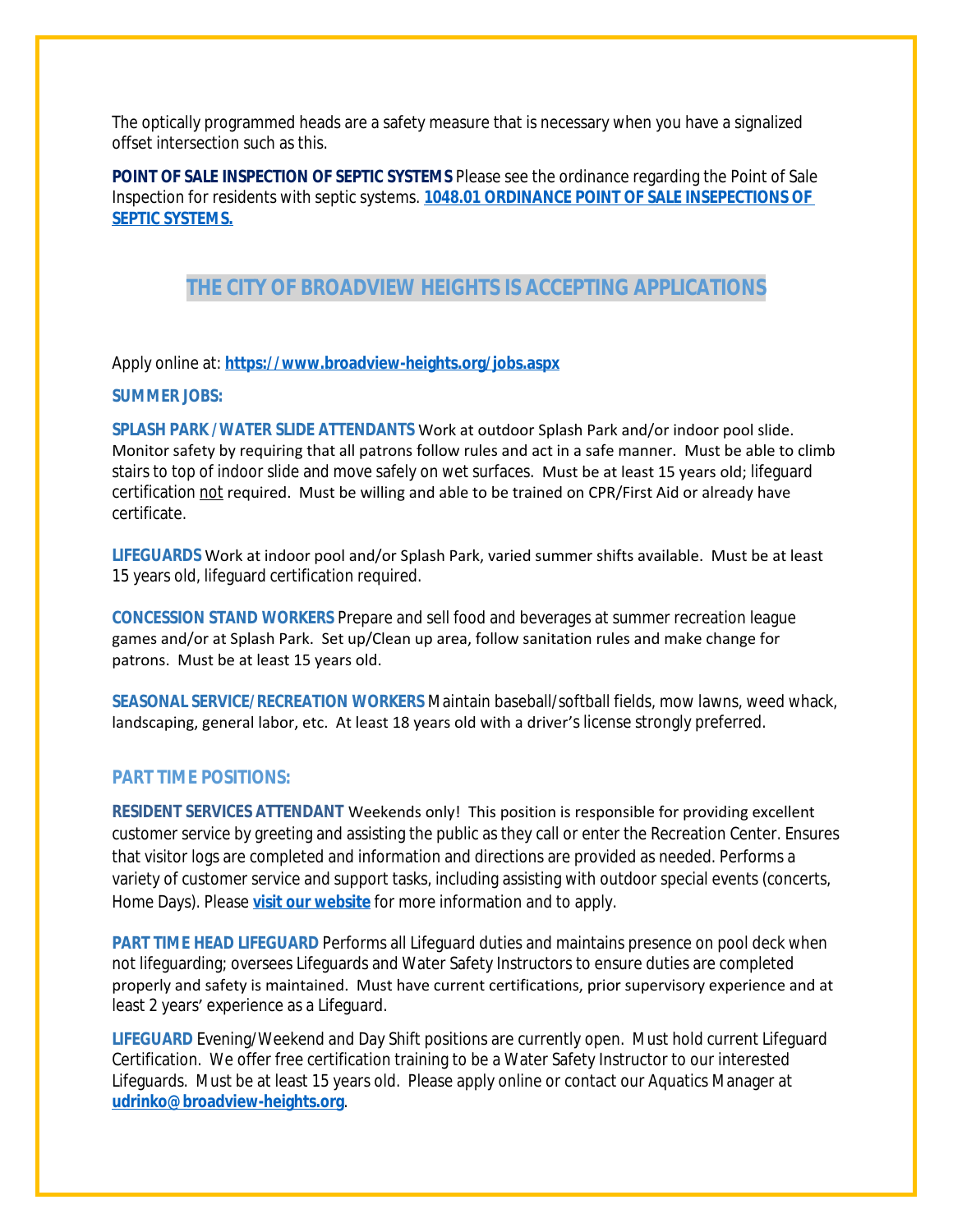The optically programmed heads are a safety measure that is necessary when you have a signalized offset intersection such as this.

**POINT OF SALE INSPECTION OF SEPTIC SYSTEMS** Please see the ordinance regarding the Point of Sale Inspection for residents with septic systems. **1048.01 ORDINANCE POINT OF SALE INSEPECTIONS OF SEPTIC SYSTEMS.**

## THE CITY OF BROADVIEW HEIGHTS IS ACCEPTING APPLICATIONS

Apply online at: **https://www.broadview-heights.org/jobs.aspx**

**SUMMER JOBS:**

**SPLASH PARK / WATER SLIDE ATTENDANTS** Work at outdoor Splash Park and/or indoor pool slide. Monitor safety by requiring that all patrons follow rules and act in a safe manner. Must be able to climb stairs to top of indoor slide and move safely on wet surfaces. Must be at least 15 years old; lifeguard certification not required. Must be willing and able to be trained on CPR/First Aid or already have certificate.

**LIFEGUARDS** Work at indoor pool and/or Splash Park, varied summer shifts available. Must be at least 15 years old, lifeguard certification required.

**CONCESSION STAND WORKERS** Prepare and sell food and beverages at summer recreation league games and/or at Splash Park. Set up/Clean up area, follow sanitation rules and make change for patrons. Must be at least 15 years old.

**SEASONAL SERVICE/RECREATION WORKERS** Maintain baseball/softball fields, mow lawns, weed whack, landscaping, general labor, etc. At least 18 years old with a driver's license strongly preferred.

### PART TIME POSITIONS:

**RESIDENT SERVICES ATTENDANT** Weekends only! This position is responsible for providing excellent customer service by greeting and assisting the public as they call or enter the Recreation Center. Ensures that visitor logs are completed and information and directions are provided as needed. Performs a variety of customer service and support tasks, including assisting with outdoor special events (concerts, Home Days). Please **visit our website** for more information and to apply.

**PART TIME HEAD LIFEGUARD** Performs all Lifeguard duties and maintains presence on pool deck when not lifeguarding; oversees Lifeguards and Water Safety Instructors to ensure duties are completed properly and safety is maintained. Must have current certifications, prior supervisory experience and at least 2 years' experience as a Lifeguard.

**LIFEGUARD** Evening/Weekend and Day Shift positions are currently open. Must hold current Lifeguard Certification. We offer free certification training to be a Water Safety Instructor to our interested Lifeguards. Must be at least 15 years old. Please apply online or contact our Aquatics Manager at **udrinko@broadview-heights.org**.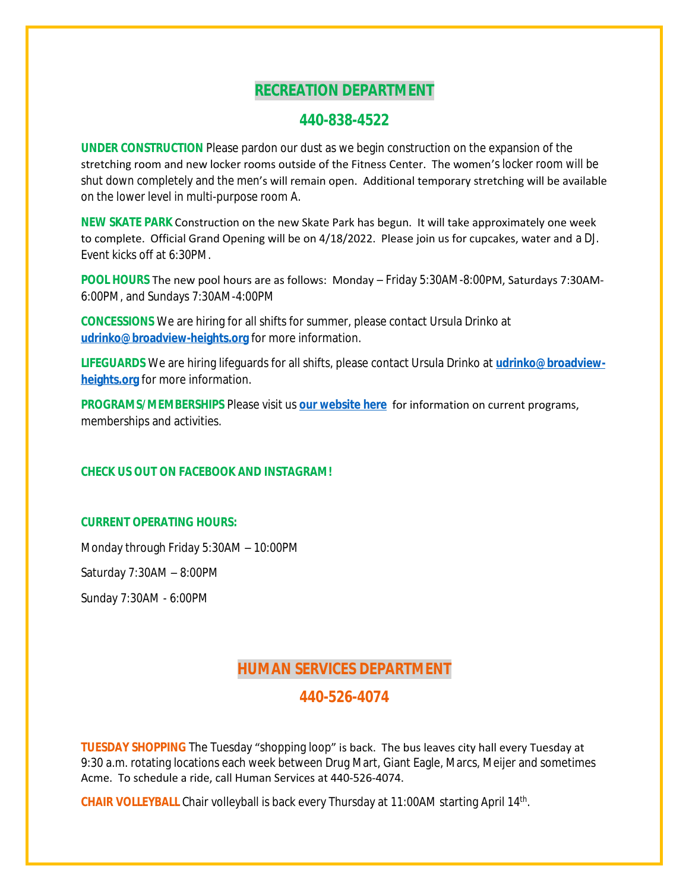## RECREATION DEPARTMENT

## 440-838-4522

**UNDER CONSTRUCTION** Please pardon our dust as we begin construction on the expansion of the stretching room and new locker rooms outside of the Fitness Center. The women's locker room will be shut down completely and the men's will remain open. Additional temporary stretching will be available on the lower level in multi-purpose room A.

**NEW SKATE PARK** Construction on the new Skate Park has begun. It will take approximately one week to complete. Official Grand Opening will be on 4/18/2022. Please join us for cupcakes, water and a DJ. Event kicks off at 6:30PM.

**POOL HOURS** The new pool hours are as follows: Monday – Friday 5:30AM-8:00PM, Saturdays 7:30AM-6:00PM, and Sundays 7:30AM-4:00PM

**CONCESSIONS** We are hiring for all shifts for summer, please contact Ursula Drinko at **udrinko@broadview-heights.org** for more information.

**LIFEGUARDS** We are hiring lifeguards for all shifts, please contact Ursula Drinko at **udrinko@broadview-heights.org** for more information.

**PROGRAMS/MEMBERSHIPS** Please visit us **our website here** for information on current programs, memberships and activities.

**CHECK US OUT ON FACEBOOK AND INSTAGRAM!**

**CURRENT OPERATING HOURS:**

Monday through Friday 5:30AM – 10:00PM

Saturday 7:30AM – 8:00PM

Sunday 7:30AM - 6:00PM

## HUMAN SERVICES DEPARTMENT

## 440-526-4074

**TUESDAY SHOPPING** The Tuesday "shopping loop" is back. The bus leaves city hall every Tuesday at 9:30 a.m. rotating locations each week between Drug Mart, Giant Eagle, Marcs, Meijer and sometimes Acme. To schedule a ride, call Human Services at 440-526-4074.

**CHAIR VOLLEYBALL** Chair volleyball is back every Thursday at 11:00AM starting April 14th.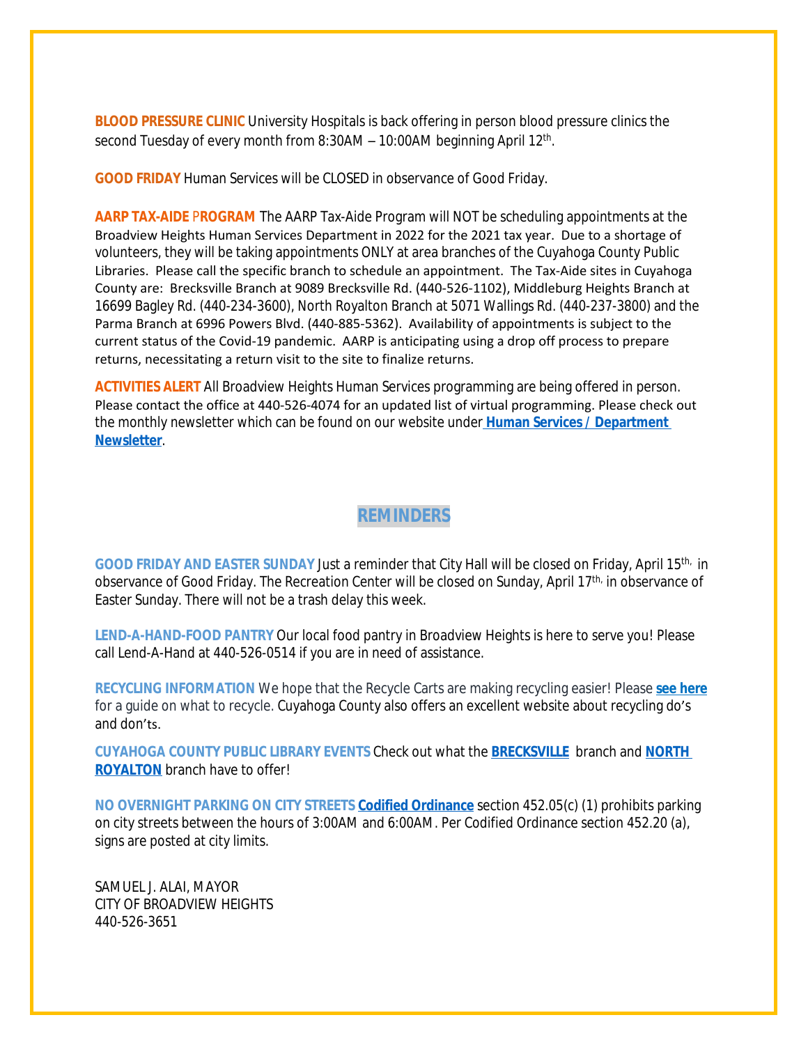**BLOOD PRESSURE CLINIC** University Hospitals is back offering in person blood pressure clinics the second Tuesday of every month from 8:30AM – 10:00AM beginning April 12th.

**GOOD FRIDAY** Human Services will be CLOSED in observance of Good Friday.

**AARP TAX-AIDE PROGRAM** The AARP Tax-Aide Program will NOT be scheduling appointments at the Broadview Heights Human Services Department in 2022 for the 2021 tax year. Due to a shortage of volunteers, they will be taking appointments ONLY at area branches of the Cuyahoga County Public Libraries. Please call the specific branch to schedule an appointment. The Tax-Aide sites in Cuyahoga County are: Brecksville Branch at 9089 Brecksville Rd. (440-526-1102), Middleburg Heights Branch at 16699 Bagley Rd. (440-234-3600), North Royalton Branch at 5071 Wallings Rd. (440-237-3800) and the Parma Branch at 6996 Powers Blvd. (440-885-5362). Availability of appointments is subject to the current status of the Covid-19 pandemic. AARP is anticipating using a drop off process to prepare returns, necessitating a return visit to the site to finalize returns.

**ACTIVITIES ALERT** All Broadview Heights Human Services programming are being offered in person. Please contact the office at 440-526-4074 for an updated list of virtual programming. Please check out the monthly newsletter which can be found on our website under **Human Services / Department Newsletter**.

## REMINDERS

**GOOD FRIDAY AND EASTER SUNDAY** Just a reminder that City Hall will be closed on Friday, April 15th, in observance of Good Friday. The Recreation Center will be closed on Sunday, April 17th, in observance of Easter Sunday. There will not be a trash delay this week.

**LEND-A-HAND-FOOD PANTRY** Our local food pantry in Broadview Heights is here to serve you! Please call Lend-A-Hand at 440-526-0514 if you are in need of assistance.

**RECYCLING INFORMATION** We hope that the Recycle Carts are making recycling easier! Please **see here** for a guide on what to recycle. Cuyahoga County also offers an excellent website about recycling do's and don'ts.

**CUYAHOGA COUNTY PUBLIC LIBRARY EVENTS** Check out what the **BRECKSVILLE** branch and **NORTH ROYALTON** branch have to offer!

**NO OVERNIGHT PARKING ON CITY STREETS** **Codified Ordinance** section 452.05(c) (1) prohibits parking on city streets between the hours of 3:00AM and 6:00AM. Per Codified Ordinance section 452.20 (a), signs are posted at city limits.

SAMUEL J. ALAI, MAYOR
CITY OF BROADVIEW HEIGHTS
440-526-3651